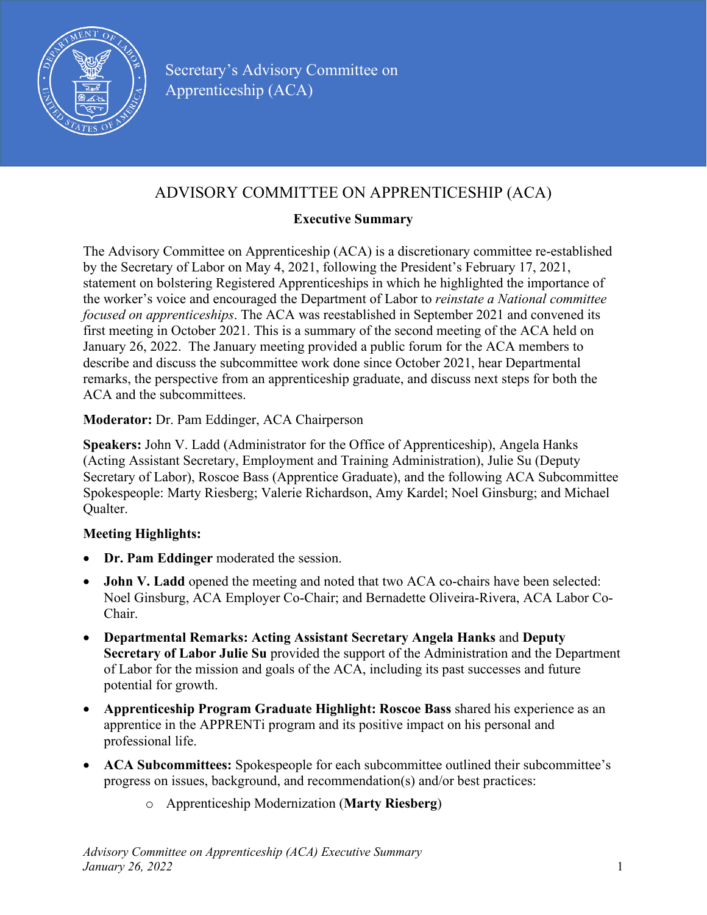Secretary's Advisory Committee on Apprenticeship (ACA)

# ADVISORY COMMITTEE ON APPRENTICESHIP (ACA)

## Executive Summary

The Advisory Committee on Apprenticeship (ACA) is a discretionary committee re-established by the Secretary of Labor on May 4, 2021, following the President's February 17, 2021, statement on bolstering Registered Apprenticeships in which he highlighted the importance of the worker's voice and encouraged the Department of Labor to *reinstate a National committee focused on apprenticeships*. The ACA was reestablished in September 2021 and convened its first meeting in October 2021. This is a summary of the second meeting of the ACA held on January 26, 2022. The January meeting provided a public forum for the ACA members to describe and discuss the subcommittee work done since October 2021, hear Departmental remarks, the perspective from an apprenticeship graduate, and discuss next steps for both the ACA and the subcommittees.

**Moderator:** Dr. Pam Eddinger, ACA Chairperson

**Speakers:** John V. Ladd (Administrator for the Office of Apprenticeship), Angela Hanks (Acting Assistant Secretary, Employment and Training Administration), Julie Su (Deputy Secretary of Labor), Roscoe Bass (Apprentice Graduate), and the following ACA Subcommittee Spokespeople: Marty Riesberg; Valerie Richardson, Amy Kardel; Noel Ginsburg; and Michael Qualter.

**Meeting Highlights:**

- **Dr. Pam Eddinger** moderated the session.
- **John V. Ladd** opened the meeting and noted that two ACA co-chairs have been selected: Noel Ginsburg, ACA Employer Co-Chair; and Bernadette Oliveira-Rivera, ACA Labor Co-Chair.
- **Departmental Remarks: Acting Assistant Secretary Angela Hanks** and **Deputy Secretary of Labor Julie Su** provided the support of the Administration and the Department of Labor for the mission and goals of the ACA, including its past successes and future potential for growth.
- **Apprenticeship Program Graduate Highlight: Roscoe Bass** shared his experience as an apprentice in the APPRENTi program and its positive impact on his personal and professional life.
- **ACA Subcommittees:** Spokespeople for each subcommittee outlined their subcommittee's progress on issues, background, and recommendation(s) and/or best practices:
  - Apprenticeship Modernization (**Marty Riesberg**)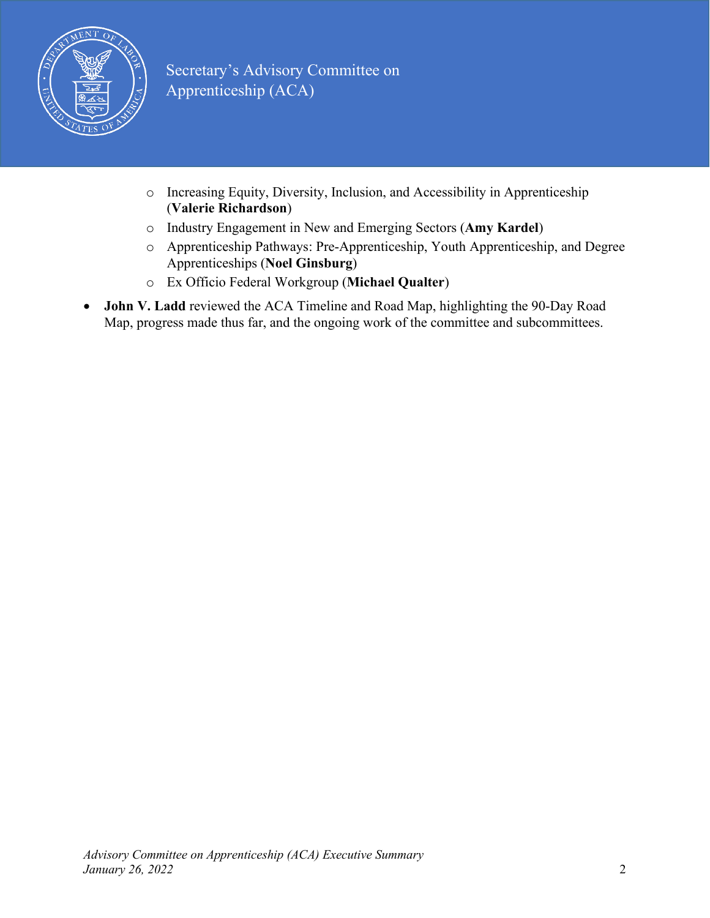- Increasing Equity, Diversity, Inclusion, and Accessibility in Apprenticeship (**Valerie Richardson**)
  - Industry Engagement in New and Emerging Sectors (**Amy Kardel**)
  - Apprenticeship Pathways: Pre-Apprenticeship, Youth Apprenticeship, and Degree Apprenticeships (**Noel Ginsburg**)
  - Ex Officio Federal Workgroup (**Michael Qualter**)
- **John V. Ladd** reviewed the ACA Timeline and Road Map, highlighting the 90-Day Road Map, progress made thus far, and the ongoing work of the committee and subcommittees.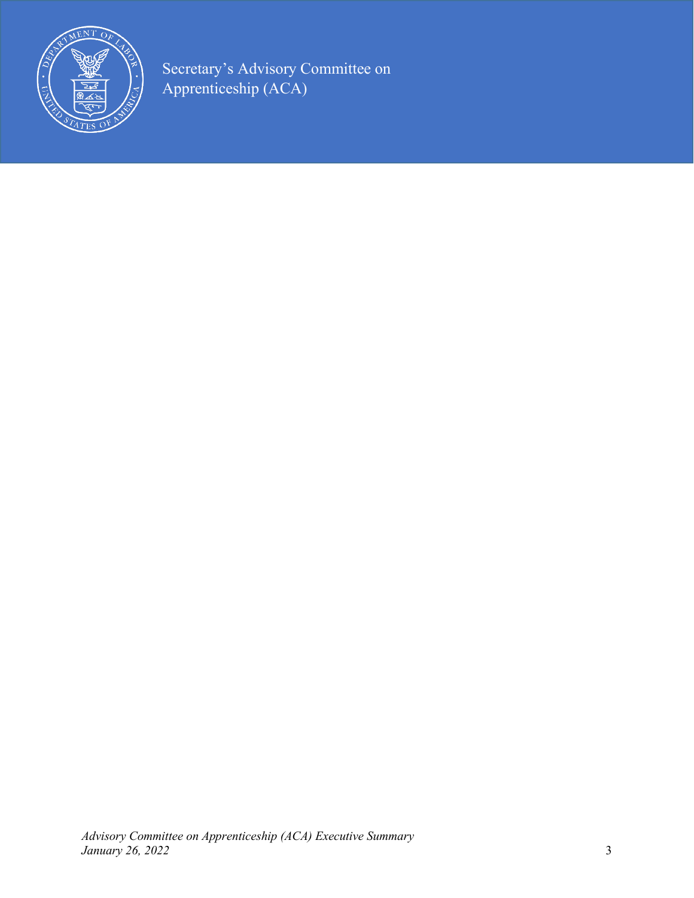Secretary's Advisory Committee on Apprenticeship (ACA)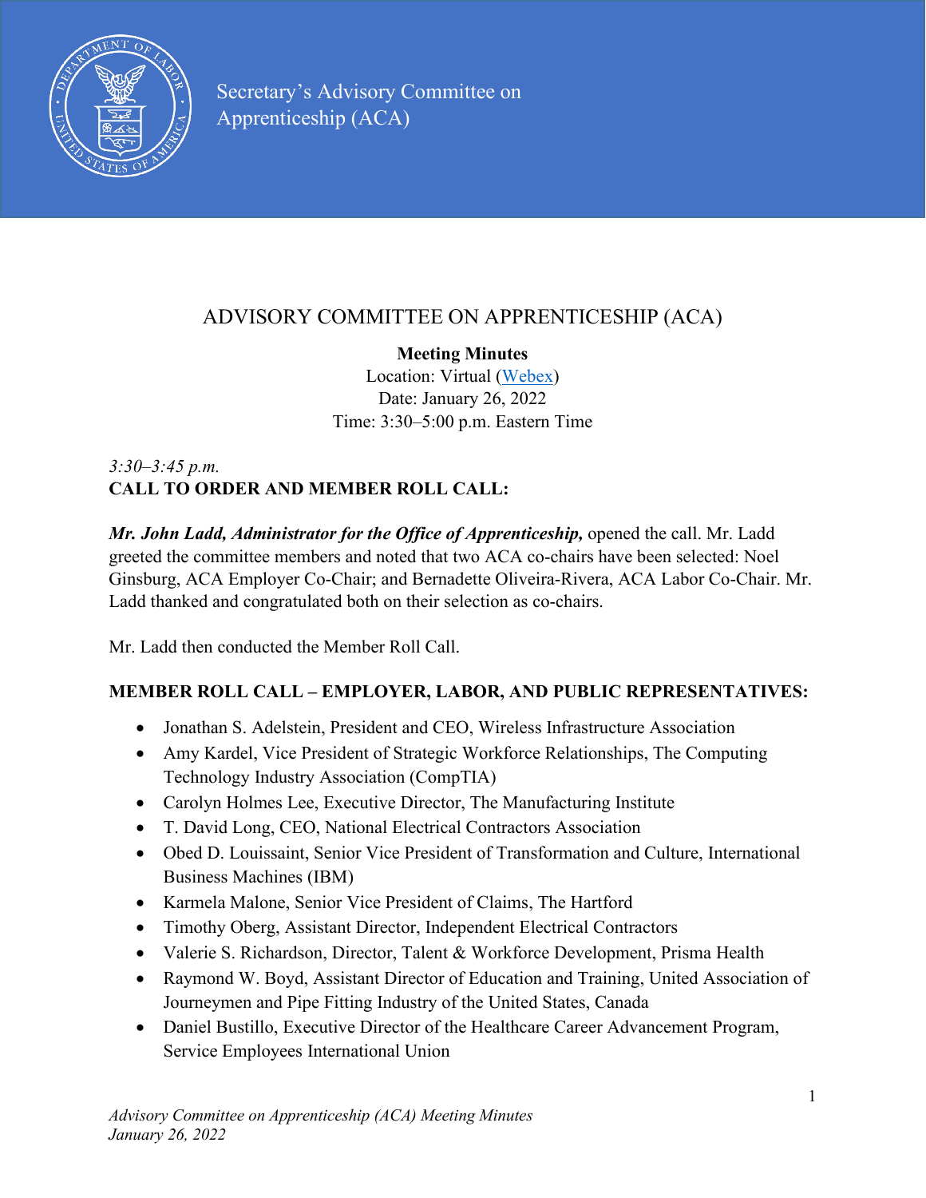Secretary's Advisory Committee on Apprenticeship (ACA)

# ADVISORY COMMITTEE ON APPRENTICESHIP (ACA)

**Meeting Minutes**
Location: Virtual (Webex)
Date: January 26, 2022
Time: 3:30–5:00 p.m. Eastern Time

*3:30–3:45 p.m.*
**CALL TO ORDER AND MEMBER ROLL CALL:**

***Mr. John Ladd, Administrator for the Office of Apprenticeship,*** opened the call. Mr. Ladd greeted the committee members and noted that two ACA co-chairs have been selected: Noel Ginsburg, ACA Employer Co-Chair; and Bernadette Oliveira-Rivera, ACA Labor Co-Chair. Mr. Ladd thanked and congratulated both on their selection as co-chairs.

Mr. Ladd then conducted the Member Roll Call.

**MEMBER ROLL CALL – EMPLOYER, LABOR, AND PUBLIC REPRESENTATIVES:**

- Jonathan S. Adelstein, President and CEO, Wireless Infrastructure Association
- Amy Kardel, Vice President of Strategic Workforce Relationships, The Computing Technology Industry Association (CompTIA)
- Carolyn Holmes Lee, Executive Director, The Manufacturing Institute
- T. David Long, CEO, National Electrical Contractors Association
- Obed D. Louissaint, Senior Vice President of Transformation and Culture, International Business Machines (IBM)
- Karmela Malone, Senior Vice President of Claims, The Hartford
- Timothy Oberg, Assistant Director, Independent Electrical Contractors
- Valerie S. Richardson, Director, Talent & Workforce Development, Prisma Health
- Raymond W. Boyd, Assistant Director of Education and Training, United Association of Journeymen and Pipe Fitting Industry of the United States, Canada
- Daniel Bustillo, Executive Director of the Healthcare Career Advancement Program, Service Employees International Union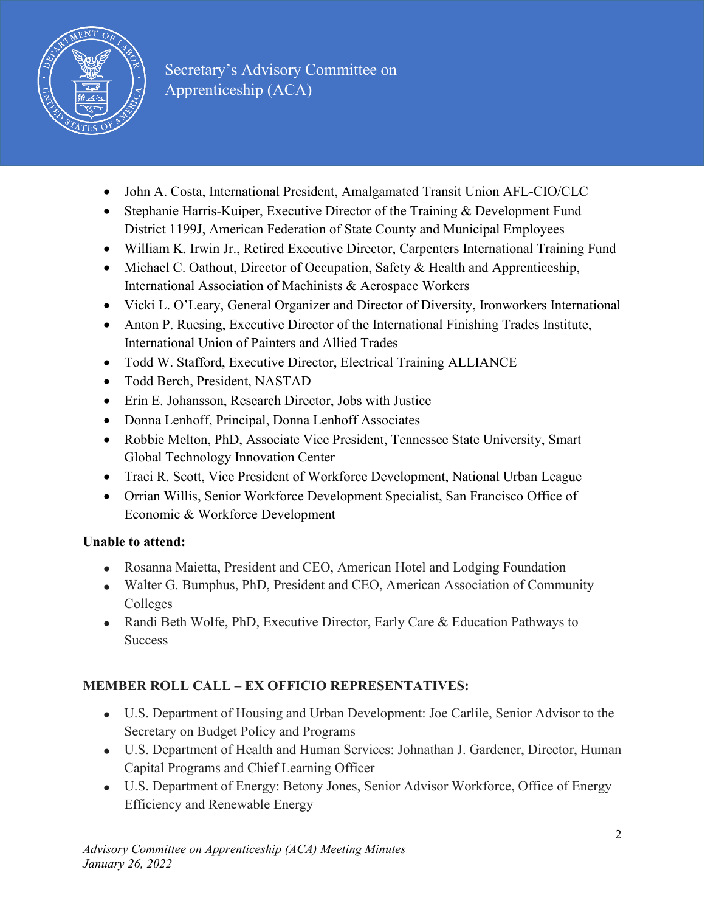- John A. Costa, International President, Amalgamated Transit Union AFL-CIO/CLC
- Stephanie Harris-Kuiper, Executive Director of the Training & Development Fund District 1199J, American Federation of State County and Municipal Employees
- William K. Irwin Jr., Retired Executive Director, Carpenters International Training Fund
- Michael C. Oathout, Director of Occupation, Safety & Health and Apprenticeship, International Association of Machinists & Aerospace Workers
- Vicki L. O'Leary, General Organizer and Director of Diversity, Ironworkers International
- Anton P. Ruesing, Executive Director of the International Finishing Trades Institute, International Union of Painters and Allied Trades
- Todd W. Stafford, Executive Director, Electrical Training ALLIANCE
- Todd Berch, President, NASTAD
- Erin E. Johansson, Research Director, Jobs with Justice
- Donna Lenhoff, Principal, Donna Lenhoff Associates
- Robbie Melton, PhD, Associate Vice President, Tennessee State University, Smart Global Technology Innovation Center
- Traci R. Scott, Vice President of Workforce Development, National Urban League
- Orrian Willis, Senior Workforce Development Specialist, San Francisco Office of Economic & Workforce Development

**Unable to attend:**

- Rosanna Maietta, President and CEO, American Hotel and Lodging Foundation
- Walter G. Bumphus, PhD, President and CEO, American Association of Community Colleges
- Randi Beth Wolfe, PhD, Executive Director, Early Care & Education Pathways to Success

**MEMBER ROLL CALL – EX OFFICIO REPRESENTATIVES:**

- U.S. Department of Housing and Urban Development: Joe Carlile, Senior Advisor to the Secretary on Budget Policy and Programs
- U.S. Department of Health and Human Services: Johnathan J. Gardener, Director, Human Capital Programs and Chief Learning Officer
- U.S. Department of Energy: Betony Jones, Senior Advisor Workforce, Office of Energy Efficiency and Renewable Energy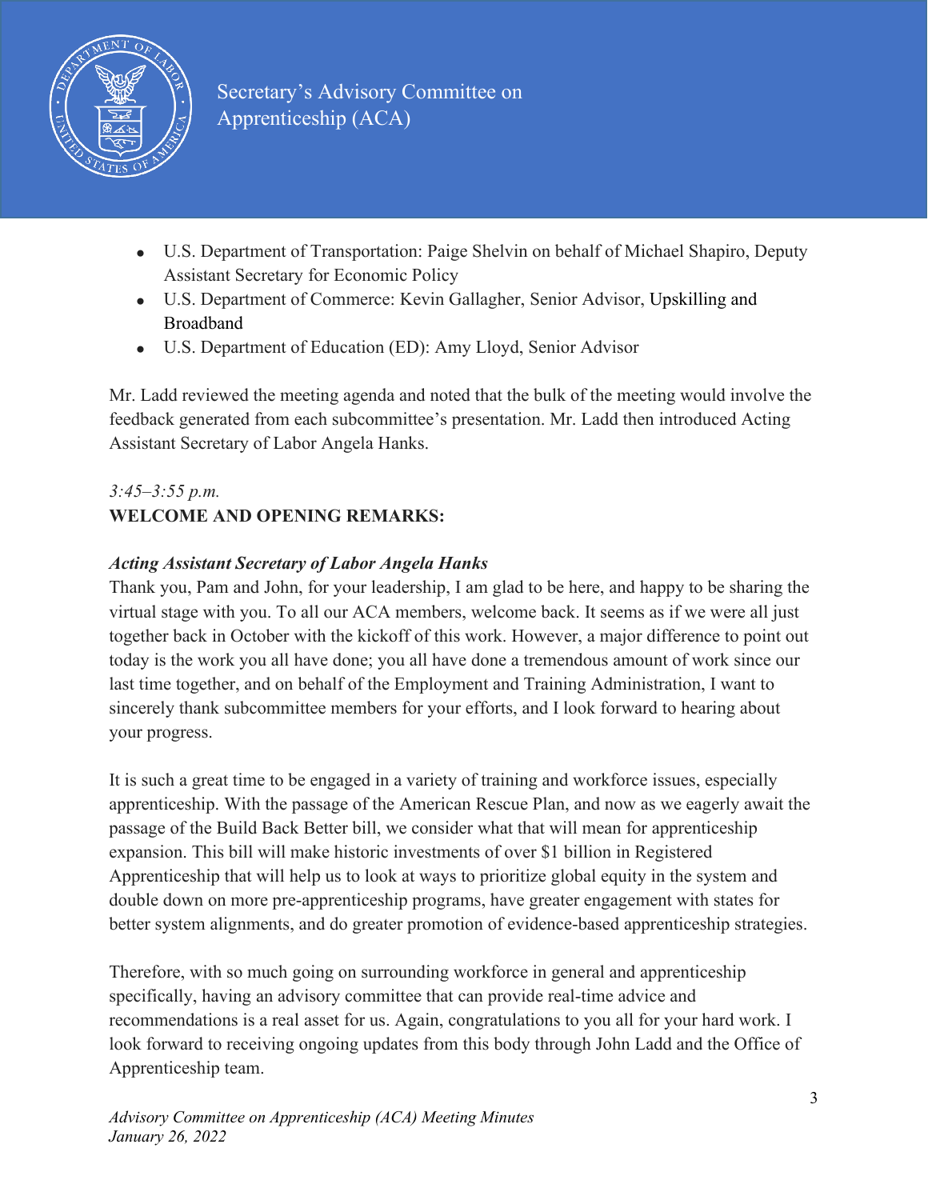- U.S. Department of Transportation: Paige Shelvin on behalf of Michael Shapiro, Deputy Assistant Secretary for Economic Policy
- U.S. Department of Commerce: Kevin Gallagher, Senior Advisor, Upskilling and Broadband
- U.S. Department of Education (ED): Amy Lloyd, Senior Advisor

Mr. Ladd reviewed the meeting agenda and noted that the bulk of the meeting would involve the feedback generated from each subcommittee's presentation. Mr. Ladd then introduced Acting Assistant Secretary of Labor Angela Hanks.

*3:45–3:55 p.m.*

**WELCOME AND OPENING REMARKS:**

***Acting Assistant Secretary of Labor Angela Hanks***

Thank you, Pam and John, for your leadership, I am glad to be here, and happy to be sharing the virtual stage with you. To all our ACA members, welcome back. It seems as if we were all just together back in October with the kickoff of this work. However, a major difference to point out today is the work you all have done; you all have done a tremendous amount of work since our last time together, and on behalf of the Employment and Training Administration, I want to sincerely thank subcommittee members for your efforts, and I look forward to hearing about your progress.

It is such a great time to be engaged in a variety of training and workforce issues, especially apprenticeship. With the passage of the American Rescue Plan, and now as we eagerly await the passage of the Build Back Better bill, we consider what that will mean for apprenticeship expansion. This bill will make historic investments of over $1 billion in Registered Apprenticeship that will help us to look at ways to prioritize global equity in the system and double down on more pre-apprenticeship programs, have greater engagement with states for better system alignments, and do greater promotion of evidence-based apprenticeship strategies.

Therefore, with so much going on surrounding workforce in general and apprenticeship specifically, having an advisory committee that can provide real-time advice and recommendations is a real asset for us. Again, congratulations to you all for your hard work. I look forward to receiving ongoing updates from this body through John Ladd and the Office of Apprenticeship team.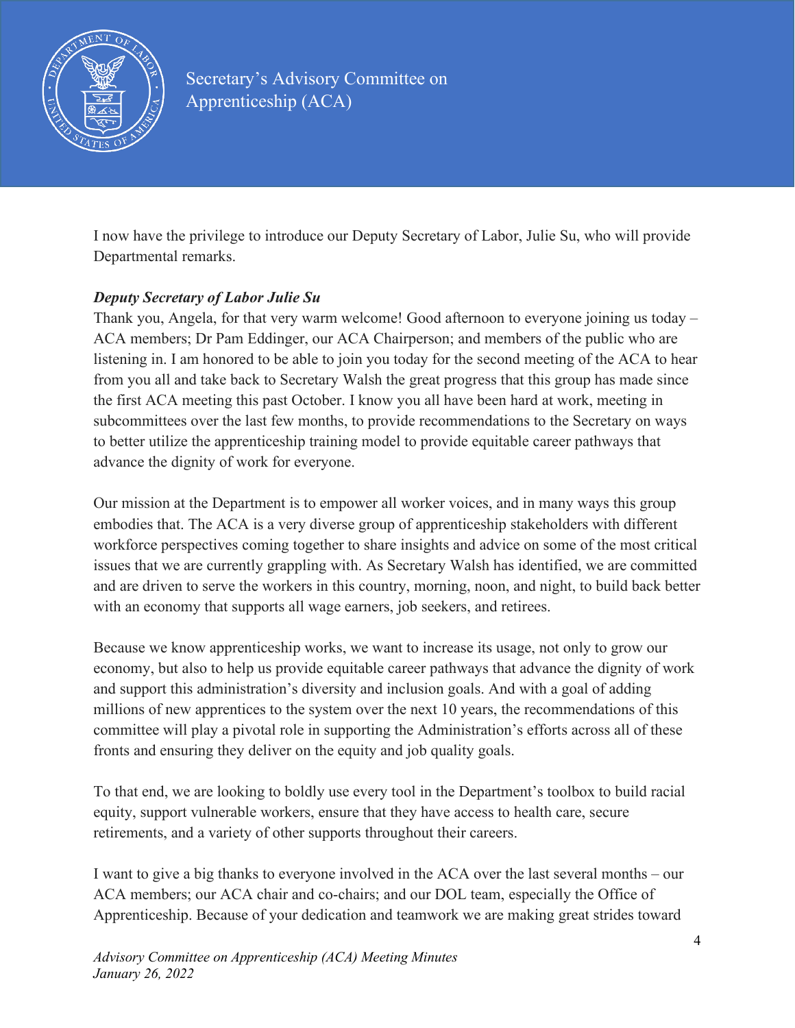I now have the privilege to introduce our Deputy Secretary of Labor, Julie Su, who will provide Departmental remarks.

***Deputy Secretary of Labor Julie Su***

Thank you, Angela, for that very warm welcome! Good afternoon to everyone joining us today – ACA members; Dr Pam Eddinger, our ACA Chairperson; and members of the public who are listening in. I am honored to be able to join you today for the second meeting of the ACA to hear from you all and take back to Secretary Walsh the great progress that this group has made since the first ACA meeting this past October. I know you all have been hard at work, meeting in subcommittees over the last few months, to provide recommendations to the Secretary on ways to better utilize the apprenticeship training model to provide equitable career pathways that advance the dignity of work for everyone.

Our mission at the Department is to empower all worker voices, and in many ways this group embodies that. The ACA is a very diverse group of apprenticeship stakeholders with different workforce perspectives coming together to share insights and advice on some of the most critical issues that we are currently grappling with. As Secretary Walsh has identified, we are committed and are driven to serve the workers in this country, morning, noon, and night, to build back better with an economy that supports all wage earners, job seekers, and retirees.

Because we know apprenticeship works, we want to increase its usage, not only to grow our economy, but also to help us provide equitable career pathways that advance the dignity of work and support this administration's diversity and inclusion goals. And with a goal of adding millions of new apprentices to the system over the next 10 years, the recommendations of this committee will play a pivotal role in supporting the Administration's efforts across all of these fronts and ensuring they deliver on the equity and job quality goals.

To that end, we are looking to boldly use every tool in the Department's toolbox to build racial equity, support vulnerable workers, ensure that they have access to health care, secure retirements, and a variety of other supports throughout their careers.

I want to give a big thanks to everyone involved in the ACA over the last several months – our ACA members; our ACA chair and co-chairs; and our DOL team, especially the Office of Apprenticeship. Because of your dedication and teamwork we are making great strides toward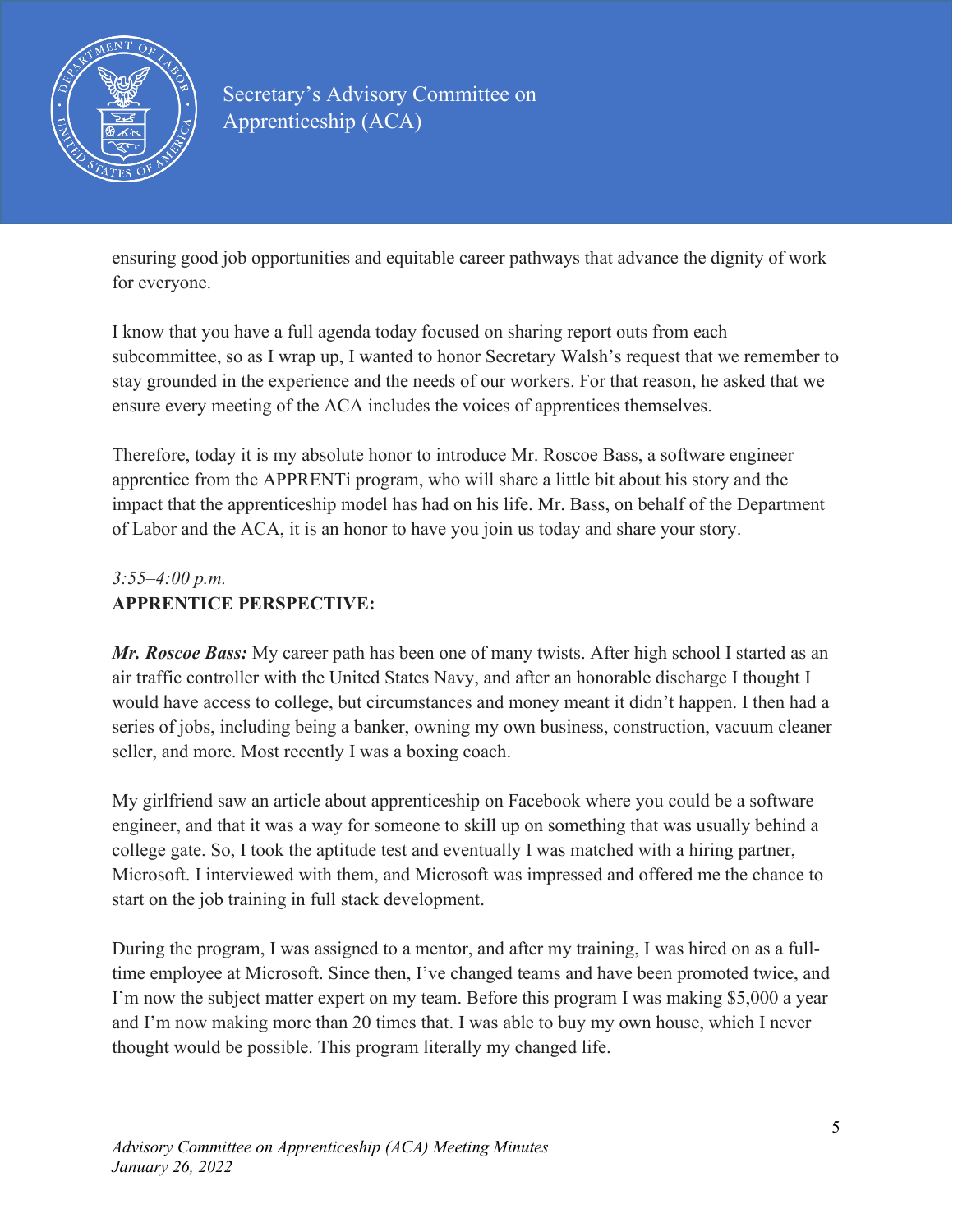ensuring good job opportunities and equitable career pathways that advance the dignity of work for everyone.

I know that you have a full agenda today focused on sharing report outs from each subcommittee, so as I wrap up, I wanted to honor Secretary Walsh's request that we remember to stay grounded in the experience and the needs of our workers. For that reason, he asked that we ensure every meeting of the ACA includes the voices of apprentices themselves.

Therefore, today it is my absolute honor to introduce Mr. Roscoe Bass, a software engineer apprentice from the APPRENTi program, who will share a little bit about his story and the impact that the apprenticeship model has had on his life. Mr. Bass, on behalf of the Department of Labor and the ACA, it is an honor to have you join us today and share your story.

*3:55–4:00 p.m.*
**APPRENTICE PERSPECTIVE:**

***Mr. Roscoe Bass:*** My career path has been one of many twists. After high school I started as an air traffic controller with the United States Navy, and after an honorable discharge I thought I would have access to college, but circumstances and money meant it didn't happen. I then had a series of jobs, including being a banker, owning my own business, construction, vacuum cleaner seller, and more. Most recently I was a boxing coach.

My girlfriend saw an article about apprenticeship on Facebook where you could be a software engineer, and that it was a way for someone to skill up on something that was usually behind a college gate. So, I took the aptitude test and eventually I was matched with a hiring partner, Microsoft. I interviewed with them, and Microsoft was impressed and offered me the chance to start on the job training in full stack development.

During the program, I was assigned to a mentor, and after my training, I was hired on as a full-time employee at Microsoft. Since then, I've changed teams and have been promoted twice, and I'm now the subject matter expert on my team. Before this program I was making $5,000 a year and I'm now making more than 20 times that. I was able to buy my own house, which I never thought would be possible. This program literally my changed life.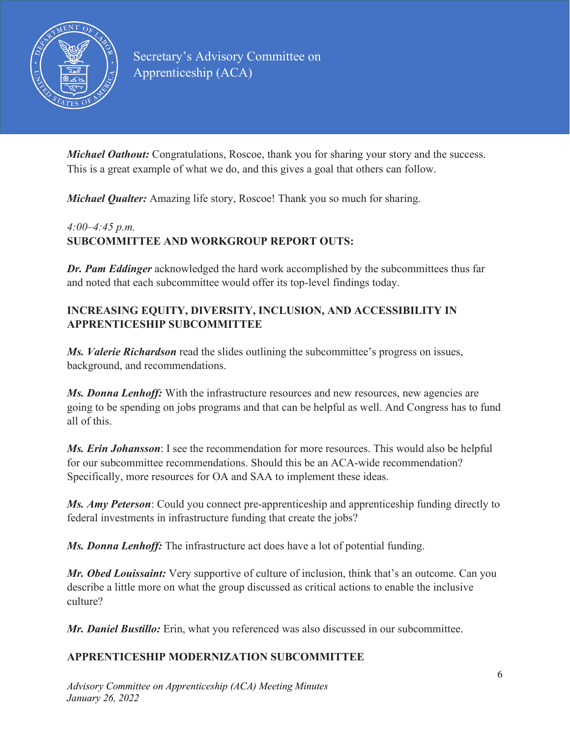***Michael Oathout:*** Congratulations, Roscoe, thank you for sharing your story and the success. This is a great example of what we do, and this gives a goal that others can follow.

***Michael Qualter:*** Amazing life story, Roscoe! Thank you so much for sharing.

*4:00–4:45 p.m.*
**SUBCOMMITTEE AND WORKGROUP REPORT OUTS:**

***Dr. Pam Eddinger*** acknowledged the hard work accomplished by the subcommittees thus far and noted that each subcommittee would offer its top-level findings today.

**INCREASING EQUITY, DIVERSITY, INCLUSION, AND ACCESSIBILITY IN APPRENTICESHIP SUBCOMMITTEE**

***Ms. Valerie Richardson*** read the slides outlining the subcommittee's progress on issues, background, and recommendations.

***Ms. Donna Lenhoff:*** With the infrastructure resources and new resources, new agencies are going to be spending on jobs programs and that can be helpful as well. And Congress has to fund all of this.

***Ms. Erin Johansson***: I see the recommendation for more resources. This would also be helpful for our subcommittee recommendations. Should this be an ACA-wide recommendation? Specifically, more resources for OA and SAA to implement these ideas.

***Ms. Amy Peterson***: Could you connect pre-apprenticeship and apprenticeship funding directly to federal investments in infrastructure funding that create the jobs?

***Ms. Donna Lenhoff:*** The infrastructure act does have a lot of potential funding.

***Mr. Obed Louissaint:*** Very supportive of culture of inclusion, think that's an outcome. Can you describe a little more on what the group discussed as critical actions to enable the inclusive culture?

***Mr. Daniel Bustillo:*** Erin, what you referenced was also discussed in our subcommittee.

**APPRENTICESHIP MODERNIZATION SUBCOMMITTEE**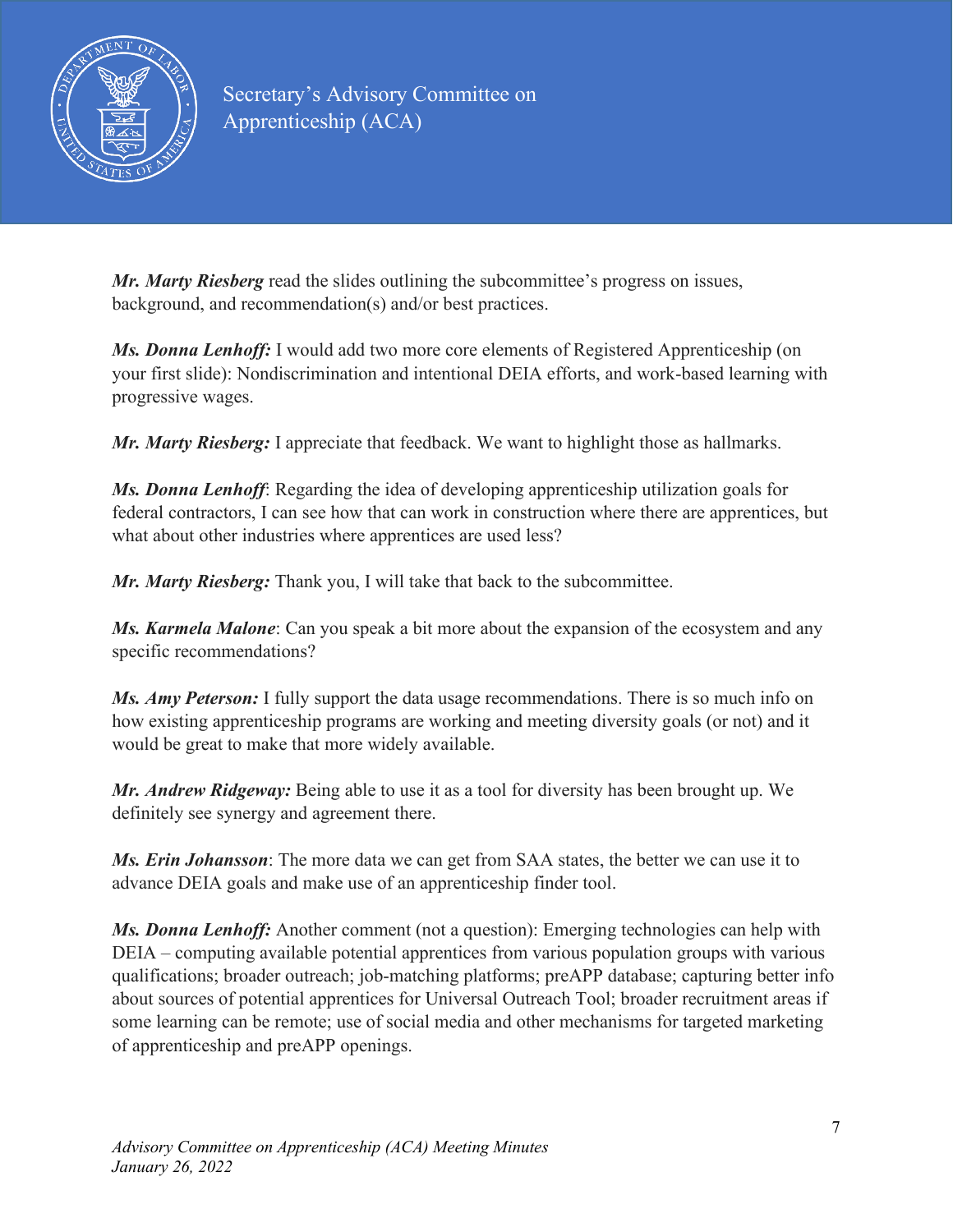***Mr. Marty Riesberg*** read the slides outlining the subcommittee's progress on issues, background, and recommendation(s) and/or best practices.

***Ms. Donna Lenhoff:*** I would add two more core elements of Registered Apprenticeship (on your first slide): Nondiscrimination and intentional DEIA efforts, and work-based learning with progressive wages.

***Mr. Marty Riesberg:*** I appreciate that feedback. We want to highlight those as hallmarks.

***Ms. Donna Lenhoff***: Regarding the idea of developing apprenticeship utilization goals for federal contractors, I can see how that can work in construction where there are apprentices, but what about other industries where apprentices are used less?

***Mr. Marty Riesberg:*** Thank you, I will take that back to the subcommittee.

***Ms. Karmela Malone***: Can you speak a bit more about the expansion of the ecosystem and any specific recommendations?

***Ms. Amy Peterson:*** I fully support the data usage recommendations. There is so much info on how existing apprenticeship programs are working and meeting diversity goals (or not) and it would be great to make that more widely available.

***Mr. Andrew Ridgeway:*** Being able to use it as a tool for diversity has been brought up. We definitely see synergy and agreement there.

***Ms. Erin Johansson***: The more data we can get from SAA states, the better we can use it to advance DEIA goals and make use of an apprenticeship finder tool.

***Ms. Donna Lenhoff:*** Another comment (not a question): Emerging technologies can help with DEIA – computing available potential apprentices from various population groups with various qualifications; broader outreach; job-matching platforms; preAPP database; capturing better info about sources of potential apprentices for Universal Outreach Tool; broader recruitment areas if some learning can be remote; use of social media and other mechanisms for targeted marketing of apprenticeship and preAPP openings.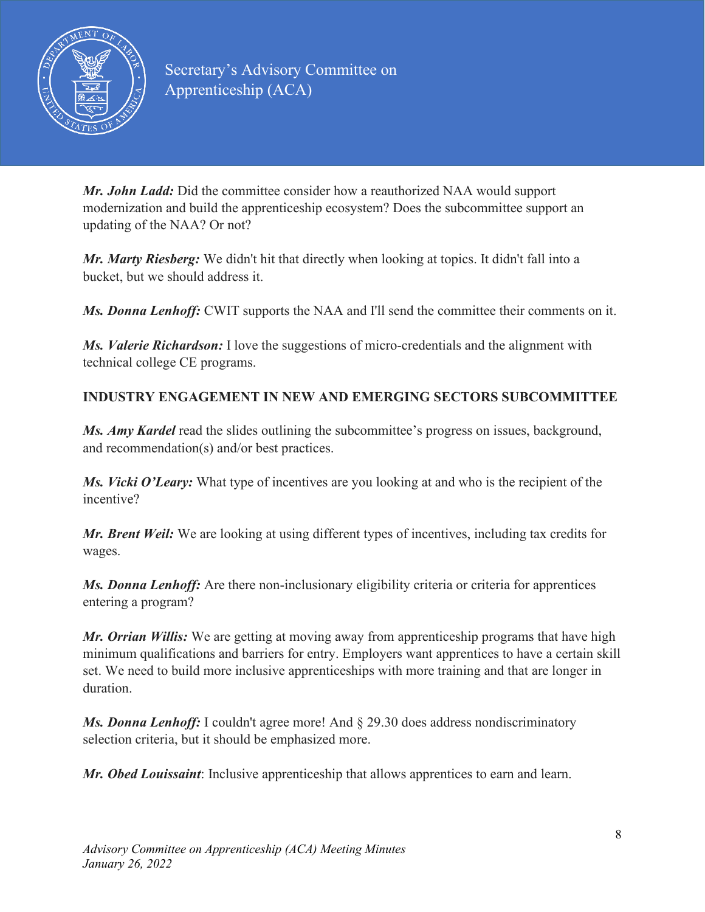***Mr. John Ladd:*** Did the committee consider how a reauthorized NAA would support modernization and build the apprenticeship ecosystem? Does the subcommittee support an updating of the NAA? Or not?

***Mr. Marty Riesberg:*** We didn't hit that directly when looking at topics. It didn't fall into a bucket, but we should address it.

***Ms. Donna Lenhoff:*** CWIT supports the NAA and I'll send the committee their comments on it.

***Ms. Valerie Richardson:*** I love the suggestions of micro-credentials and the alignment with technical college CE programs.

**INDUSTRY ENGAGEMENT IN NEW AND EMERGING SECTORS SUBCOMMITTEE**

***Ms. Amy Kardel*** read the slides outlining the subcommittee's progress on issues, background, and recommendation(s) and/or best practices.

***Ms. Vicki O'Leary:*** What type of incentives are you looking at and who is the recipient of the incentive?

***Mr. Brent Weil:*** We are looking at using different types of incentives, including tax credits for wages.

***Ms. Donna Lenhoff:*** Are there non-inclusionary eligibility criteria or criteria for apprentices entering a program?

***Mr. Orrian Willis:*** We are getting at moving away from apprenticeship programs that have high minimum qualifications and barriers for entry. Employers want apprentices to have a certain skill set. We need to build more inclusive apprenticeships with more training and that are longer in duration.

***Ms. Donna Lenhoff:*** I couldn't agree more! And § 29.30 does address nondiscriminatory selection criteria, but it should be emphasized more.

***Mr. Obed Louissaint***: Inclusive apprenticeship that allows apprentices to earn and learn.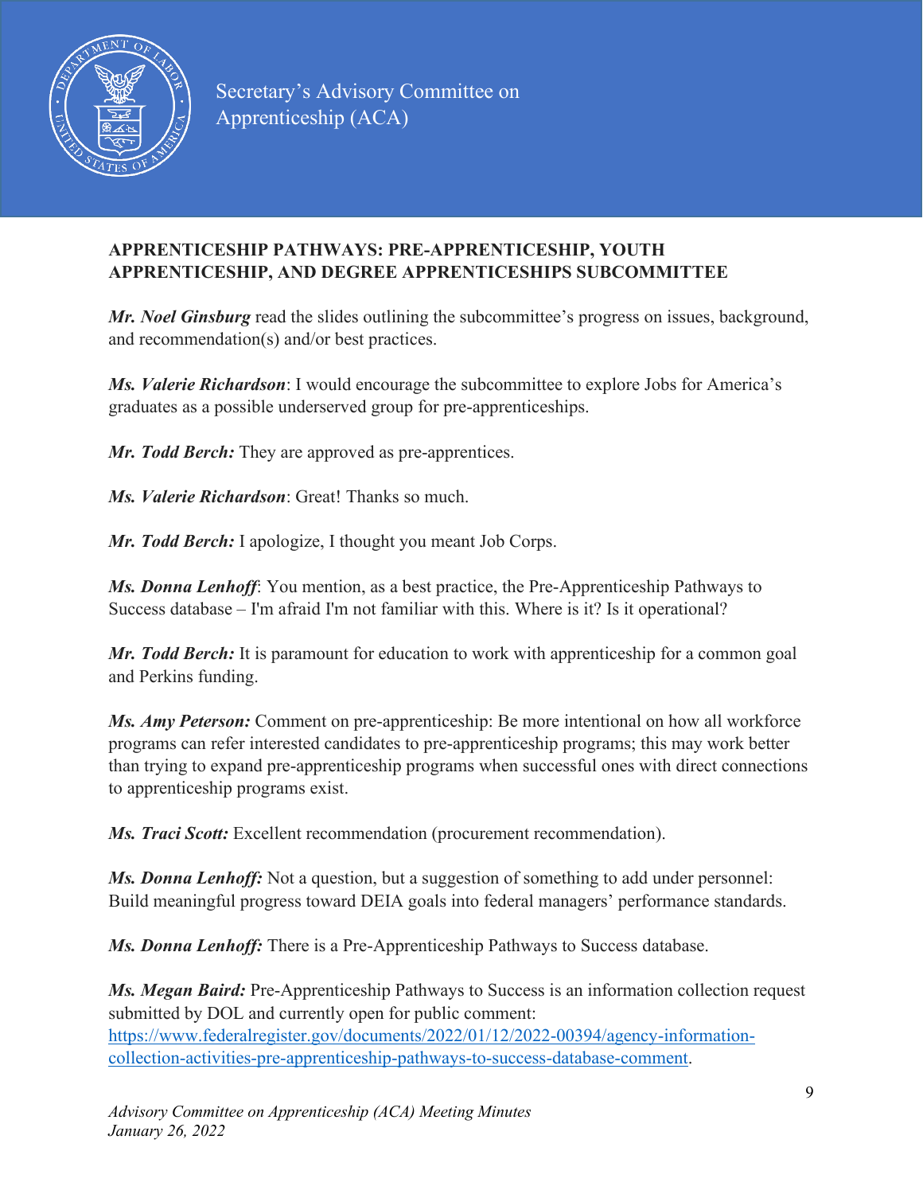**APPRENTICESHIP PATHWAYS: PRE-APPRENTICESHIP, YOUTH APPRENTICESHIP, AND DEGREE APPRENTICESHIPS SUBCOMMITTEE**

***Mr. Noel Ginsburg*** read the slides outlining the subcommittee's progress on issues, background, and recommendation(s) and/or best practices.

***Ms. Valerie Richardson***: I would encourage the subcommittee to explore Jobs for America's graduates as a possible underserved group for pre-apprenticeships.

***Mr. Todd Berch:*** They are approved as pre-apprentices.

***Ms. Valerie Richardson***: Great! Thanks so much.

***Mr. Todd Berch:*** I apologize, I thought you meant Job Corps.

***Ms. Donna Lenhoff***: You mention, as a best practice, the Pre-Apprenticeship Pathways to Success database – I'm afraid I'm not familiar with this. Where is it? Is it operational?

***Mr. Todd Berch:*** It is paramount for education to work with apprenticeship for a common goal and Perkins funding.

***Ms. Amy Peterson:*** Comment on pre-apprenticeship: Be more intentional on how all workforce programs can refer interested candidates to pre-apprenticeship programs; this may work better than trying to expand pre-apprenticeship programs when successful ones with direct connections to apprenticeship programs exist.

***Ms. Traci Scott:*** Excellent recommendation (procurement recommendation).

***Ms. Donna Lenhoff:*** Not a question, but a suggestion of something to add under personnel: Build meaningful progress toward DEIA goals into federal managers' performance standards.

***Ms. Donna Lenhoff:*** There is a Pre-Apprenticeship Pathways to Success database.

***Ms. Megan Baird:*** Pre-Apprenticeship Pathways to Success is an information collection request submitted by DOL and currently open for public comment: [https://www.federalregister.gov/documents/2022/01/12/2022-00394/agency-information-collection-activities-pre-apprenticeship-pathways-to-success-database-comment](https://www.federalregister.gov/documents/2022/01/12/2022-00394/agency-information-collection-activities-pre-apprenticeship-pathways-to-success-database-comment).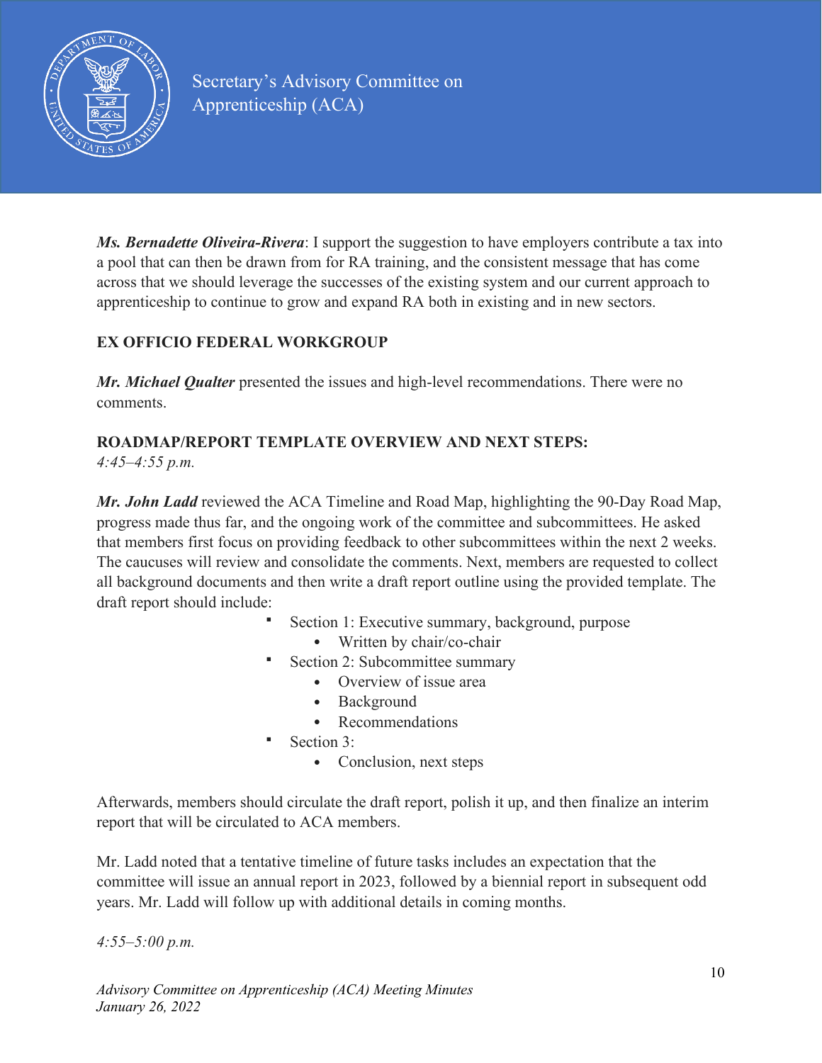***Ms. Bernadette Oliveira-Rivera***: I support the suggestion to have employers contribute a tax into a pool that can then be drawn from for RA training, and the consistent message that has come across that we should leverage the successes of the existing system and our current approach to apprenticeship to continue to grow and expand RA both in existing and in new sectors.

**EX OFFICIO FEDERAL WORKGROUP**

***Mr. Michael Qualter*** presented the issues and high-level recommendations. There were no comments.

**ROADMAP/REPORT TEMPLATE OVERVIEW AND NEXT STEPS:**
*4:45–4:55 p.m.*

***Mr. John Ladd*** reviewed the ACA Timeline and Road Map, highlighting the 90-Day Road Map, progress made thus far, and the ongoing work of the committee and subcommittees. He asked that members first focus on providing feedback to other subcommittees within the next 2 weeks. The caucuses will review and consolidate the comments. Next, members are requested to collect all background documents and then write a draft report outline using the provided template. The draft report should include:

- Section 1: Executive summary, background, purpose
  - Written by chair/co-chair
- Section 2: Subcommittee summary
  - Overview of issue area
  - Background
  - Recommendations
- Section 3:
  - Conclusion, next steps

Afterwards, members should circulate the draft report, polish it up, and then finalize an interim report that will be circulated to ACA members.

Mr. Ladd noted that a tentative timeline of future tasks includes an expectation that the committee will issue an annual report in 2023, followed by a biennial report in subsequent odd years. Mr. Ladd will follow up with additional details in coming months.

*4:55–5:00 p.m.*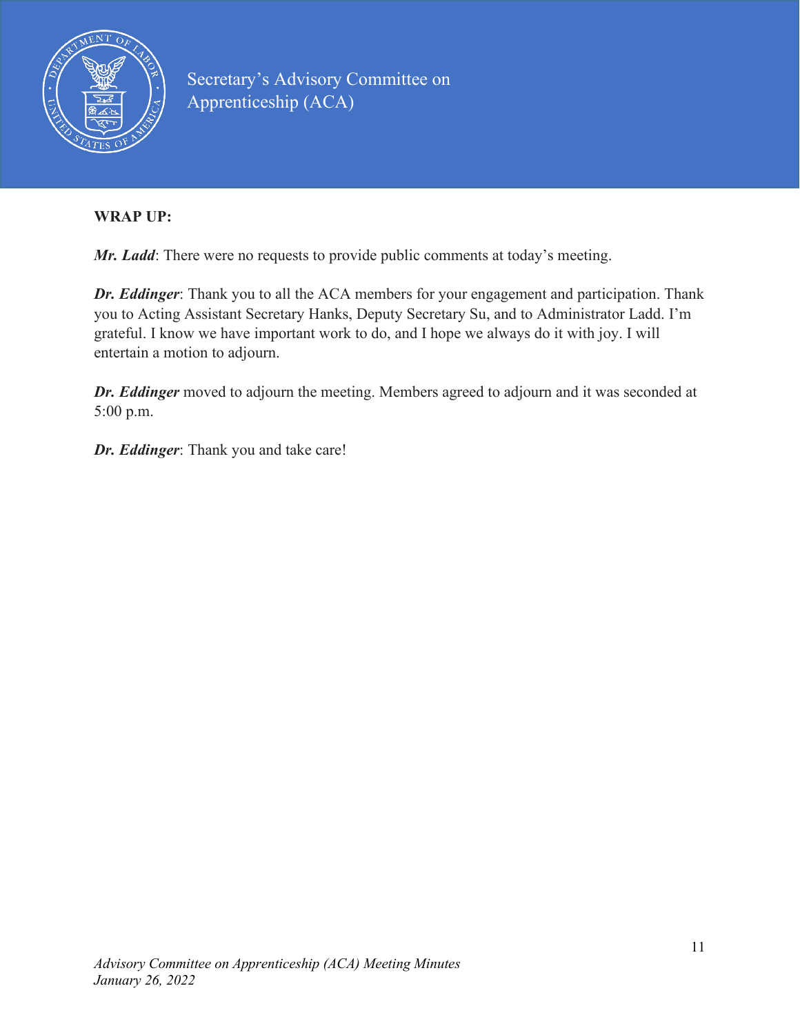**WRAP UP:**

***Mr. Ladd***: There were no requests to provide public comments at today's meeting.

***Dr. Eddinger***: Thank you to all the ACA members for your engagement and participation. Thank you to Acting Assistant Secretary Hanks, Deputy Secretary Su, and to Administrator Ladd. I'm grateful. I know we have important work to do, and I hope we always do it with joy. I will entertain a motion to adjourn.

***Dr. Eddinger*** moved to adjourn the meeting. Members agreed to adjourn and it was seconded at 5:00 p.m.

***Dr. Eddinger***: Thank you and take care!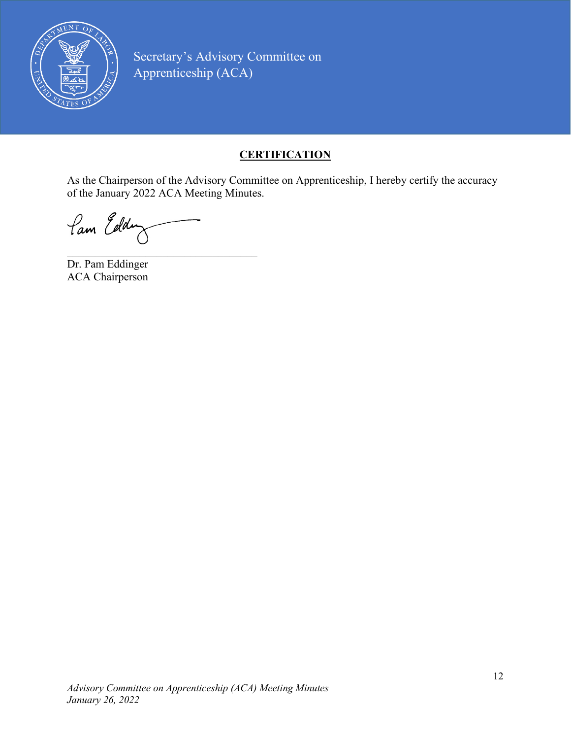## CERTIFICATION

As the Chairperson of the Advisory Committee on Apprenticeship, I hereby certify the accuracy of the January 2022 ACA Meeting Minutes.

Dr. Pam Eddinger
ACA Chairperson